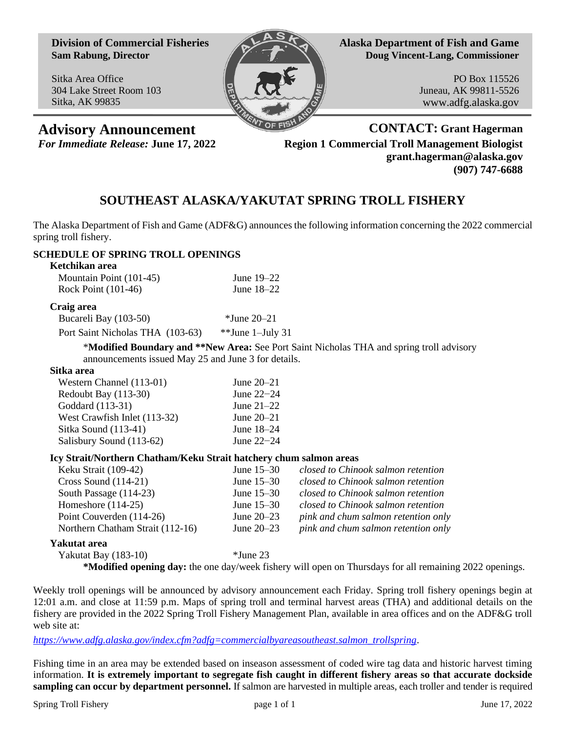**Division of Commercial Fisheries**
**Sam Rabung, Director**

Sitka Area Office
304 Lake Street Room 103
Sitka, AK 99835

**Alaska Department of Fish and Game**
**Doug Vincent-Lang, Commissioner**

PO Box 115526
Juneau, AK 99811-5526
www.adfg.alaska.gov

## Advisory Announcement

***For Immediate Release:* June 17, 2022**

**CONTACT: Grant Hagerman**
**Region 1 Commercial Troll Management Biologist**
**grant.hagerman@alaska.gov**
**(907) 747-6688**

# SOUTHEAST ALASKA/YAKUTAT SPRING TROLL FISHERY

The Alaska Department of Fish and Game (ADF&G) announces the following information concerning the 2022 commercial spring troll fishery.

## SCHEDULE OF SPRING TROLL OPENINGS

**Ketchikan area**

| Area | Dates |
|---|---|
| Mountain Point (101-45) | June 19–22 |
| Rock Point (101-46) | June 18–22 |

**Craig area**

| Area | Dates |
|---|---|
| Bucareli Bay (103-50) | *June 20–21 |
| Port Saint Nicholas THA (103-63) | **June 1–July 31 |

*__Modified Boundary and **New Area:__ See Port Saint Nicholas THA and spring troll advisory announcements issued May 25 and June 3 for details.

**Sitka area**

| Area | Dates |
|---|---|
| Western Channel (113-01) | June 20–21 |
| Redoubt Bay (113-30) | June 22−24 |
| Goddard (113-31) | June 21–22 |
| West Crawfish Inlet (113-32) | June 20–21 |
| Sitka Sound (113-41) | June 18–24 |
| Salisbury Sound (113-62) | June 22−24 |

**Icy Strait/Northern Chatham/Keku Strait hatchery chum salmon areas**

| Area | Dates | Notes |
|---|---|---|
| Keku Strait (109-42) | June 15–30 | *closed to Chinook salmon retention* |
| Cross Sound (114-21) | June 15–30 | *closed to Chinook salmon retention* |
| South Passage (114-23) | June 15–30 | *closed to Chinook salmon retention* |
| Homeshore (114-25) | June 15–30 | *closed to Chinook salmon retention* |
| Point Couverden (114-26) | June 20–23 | *pink and chum salmon retention only* |
| Northern Chatham Strait (112-16) | June 20–23 | *pink and chum salmon retention only* |

**Yakutat area**

| Area | Dates |
|---|---|
| Yakutat Bay (183-10) | *June 23 |

***Modified opening day:** the one day/week fishery will open on Thursdays for all remaining 2022 openings.

Weekly troll openings will be announced by advisory announcement each Friday. Spring troll fishery openings begin at 12:01 a.m. and close at 11:59 p.m. Maps of spring troll and terminal harvest areas (THA) and additional details on the fishery are provided in the 2022 Spring Troll Fishery Management Plan, available in area offices and on the ADF&G troll web site at:

*https://www.adfg.alaska.gov/index.cfm?adfg=commercialbyareasoutheast.salmon_trollspring*.

Fishing time in an area may be extended based on inseason assessment of coded wire tag data and historic harvest timing information. **It is extremely important to segregate fish caught in different fishery areas so that accurate dockside sampling can occur by department personnel.** If salmon are harvested in multiple areas, each troller and tender is required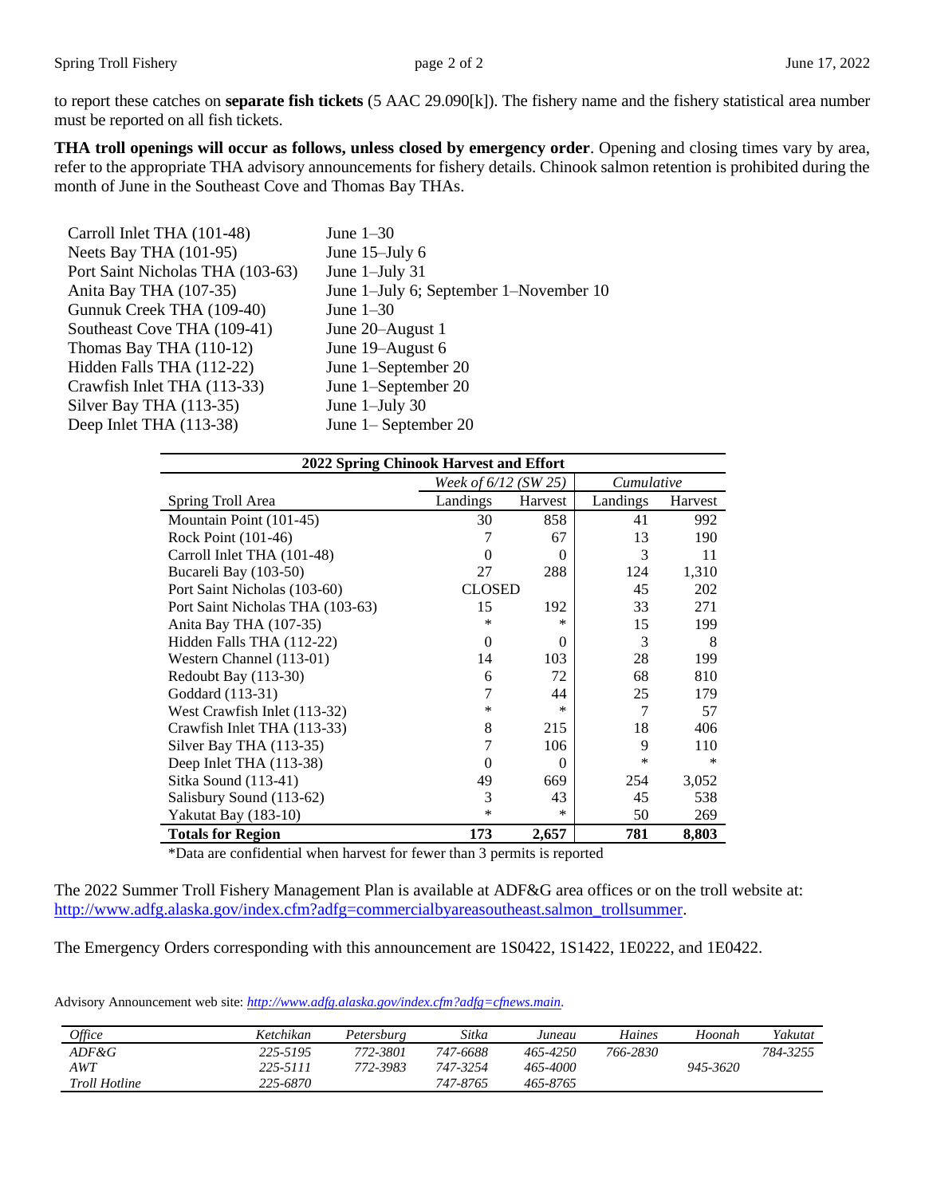to report these catches on **separate fish tickets** (5 AAC 29.090[k]). The fishery name and the fishery statistical area number must be reported on all fish tickets.

**THA troll openings will occur as follows, unless closed by emergency order**. Opening and closing times vary by area, refer to the appropriate THA advisory announcements for fishery details. Chinook salmon retention is prohibited during the month of June in the Southeast Cove and Thomas Bay THAs.

| | |
|---|---|
| Carroll Inlet THA (101-48) | June 1–30 |
| Neets Bay THA (101-95) | June 15–July 6 |
| Port Saint Nicholas THA (103-63) | June 1–July 31 |
| Anita Bay THA (107-35) | June 1–July 6; September 1–November 10 |
| Gunnuk Creek THA (109-40) | June 1–30 |
| Southeast Cove THA (109-41) | June 20–August 1 |
| Thomas Bay THA (110-12) | June 19–August 6 |
| Hidden Falls THA (112-22) | June 1–September 20 |
| Crawfish Inlet THA (113-33) | June 1–September 20 |
| Silver Bay THA (113-35) | June 1–July 30 |
| Deep Inlet THA (113-38) | June 1– September 20 |

**2022 Spring Chinook Harvest and Effort**

| | *Week of 6/12 (SW 25)* | | *Cumulative* | |
|---|---|---|---|---|
| Spring Troll Area | Landings | Harvest | Landings | Harvest |
| Mountain Point (101-45) | 30 | 858 | 41 | 992 |
| Rock Point (101-46) | 7 | 67 | 13 | 190 |
| Carroll Inlet THA (101-48) | 0 | 0 | 3 | 11 |
| Bucareli Bay (103-50) | 27 | 288 | 124 | 1,310 |
| Port Saint Nicholas (103-60) | CLOSED | | 45 | 202 |
| Port Saint Nicholas THA (103-63) | 15 | 192 | 33 | 271 |
| Anita Bay THA (107-35) | * | * | 15 | 199 |
| Hidden Falls THA (112-22) | 0 | 0 | 3 | 8 |
| Western Channel (113-01) | 14 | 103 | 28 | 199 |
| Redoubt Bay (113-30) | 6 | 72 | 68 | 810 |
| Goddard (113-31) | 7 | 44 | 25 | 179 |
| West Crawfish Inlet (113-32) | * | * | 7 | 57 |
| Crawfish Inlet THA (113-33) | 8 | 215 | 18 | 406 |
| Silver Bay THA (113-35) | 7 | 106 | 9 | 110 |
| Deep Inlet THA (113-38) | 0 | 0 | * | * |
| Sitka Sound (113-41) | 49 | 669 | 254 | 3,052 |
| Salisbury Sound (113-62) | 3 | 43 | 45 | 538 |
| Yakutat Bay (183-10) | * | * | 50 | 269 |
| **Totals for Region** | **173** | **2,657** | **781** | **8,803** |

*Data are confidential when harvest for fewer than 3 permits is reported

The 2022 Summer Troll Fishery Management Plan is available at ADF&G area offices or on the troll website at: http://www.adfg.alaska.gov/index.cfm?adfg=commercialbyareasoutheast.salmon_trollsummer.

The Emergency Orders corresponding with this announcement are 1S0422, 1S1422, 1E0222, and 1E0422.

Advisory Announcement web site: *http://www.adfg.alaska.gov/index.cfm?adfg=cfnews.main*.

| *Office* | *Ketchikan* | *Petersburg* | *Sitka* | *Juneau* | *Haines* | *Hoonah* | *Yakutat* |
|---|---|---|---|---|---|---|---|
| *ADF&G* | *225-5195* | *772-3801* | *747-6688* | *465-4250* | *766-2830* | | *784-3255* |
| *AWT* | *225-5111* | *772-3983* | *747-3254* | *465-4000* | | *945-3620* | |
| *Troll Hotline* | *225-6870* | | *747-8765* | *465-8765* | | | |